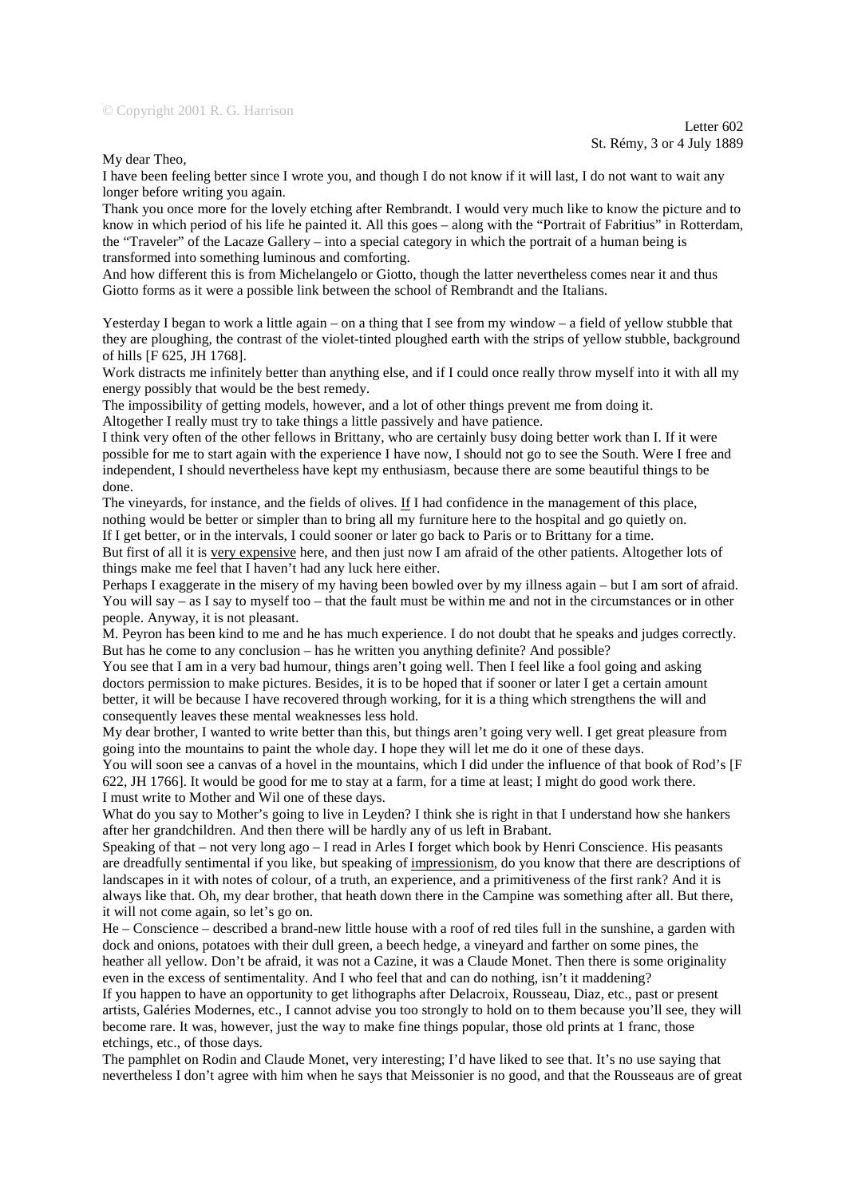© Copyright 2001 R. G. Harrison

Letter 602
St. Rémy, 3 or 4 July 1889

My dear Theo,

I have been feeling better since I wrote you, and though I do not know if it will last, I do not want to wait any longer before writing you again.

Thank you once more for the lovely etching after Rembrandt. I would very much like to know the picture and to know in which period of his life he painted it. All this goes – along with the "Portrait of Fabritius" in Rotterdam, the "Traveler" of the Lacaze Gallery – into a special category in which the portrait of a human being is transformed into something luminous and comforting.

And how different this is from Michelangelo or Giotto, though the latter nevertheless comes near it and thus Giotto forms as it were a possible link between the school of Rembrandt and the Italians.

Yesterday I began to work a little again – on a thing that I see from my window – a field of yellow stubble that they are ploughing, the contrast of the violet-tinted ploughed earth with the strips of yellow stubble, background of hills [F 625, JH 1768].

Work distracts me infinitely better than anything else, and if I could once really throw myself into it with all my energy possibly that would be the best remedy.

The impossibility of getting models, however, and a lot of other things prevent me from doing it.

Altogether I really must try to take things a little passively and have patience.

I think very often of the other fellows in Brittany, who are certainly busy doing better work than I. If it were possible for me to start again with the experience I have now, I should not go to see the South. Were I free and independent, I should nevertheless have kept my enthusiasm, because there are some beautiful things to be done.

The vineyards, for instance, and the fields of olives. <u>If</u> I had confidence in the management of this place, nothing would be better or simpler than to bring all my furniture here to the hospital and go quietly on.

If I get better, or in the intervals, I could sooner or later go back to Paris or to Brittany for a time.

But first of all it is <u>very expensive</u> here, and then just now I am afraid of the other patients. Altogether lots of things make me feel that I haven't had any luck here either.

Perhaps I exaggerate in the misery of my having been bowled over by my illness again – but I am sort of afraid.

You will say – as I say to myself too – that the fault must be within me and not in the circumstances or in other people. Anyway, it is not pleasant.

M. Peyron has been kind to me and he has much experience. I do not doubt that he speaks and judges correctly. But has he come to any conclusion – has he written you anything definite? And possible?

You see that I am in a very bad humour, things aren't going well. Then I feel like a fool going and asking doctors permission to make pictures. Besides, it is to be hoped that if sooner or later I get a certain amount better, it will be because I have recovered through working, for it is a thing which strengthens the will and consequently leaves these mental weaknesses less hold.

My dear brother, I wanted to write better than this, but things aren't going very well. I get great pleasure from going into the mountains to paint the whole day. I hope they will let me do it one of these days.

You will soon see a canvas of a hovel in the mountains, which I did under the influence of that book of Rod's [F 622, JH 1766]. It would be good for me to stay at a farm, for a time at least; I might do good work there.

I must write to Mother and Wil one of these days.

What do you say to Mother's going to live in Leyden? I think she is right in that I understand how she hankers after her grandchildren. And then there will be hardly any of us left in Brabant.

Speaking of that – not very long ago – I read in Arles I forget which book by Henri Conscience. His peasants are dreadfully sentimental if you like, but speaking of <u>impressionism</u>, do you know that there are descriptions of landscapes in it with notes of colour, of a truth, an experience, and a primitiveness of the first rank? And it is always like that. Oh, my dear brother, that heath down there in the Campine was something after all. But there, it will not come again, so let's go on.

He – Conscience – described a brand-new little house with a roof of red tiles full in the sunshine, a garden with dock and onions, potatoes with their dull green, a beech hedge, a vineyard and farther on some pines, the heather all yellow. Don't be afraid, it was not a Cazine, it was a Claude Monet. Then there is some originality even in the excess of sentimentality. And I who feel that and can do nothing, isn't it maddening?

If you happen to have an opportunity to get lithographs after Delacroix, Rousseau, Diaz, etc., past or present artists, Galéries Modernes, etc., I cannot advise you too strongly to hold on to them because you'll see, they will become rare. It was, however, just the way to make fine things popular, those old prints at 1 franc, those etchings, etc., of those days.

The pamphlet on Rodin and Claude Monet, very interesting; I'd have liked to see that. It's no use saying that nevertheless I don't agree with him when he says that Meissonier is no good, and that the Rousseaus are of great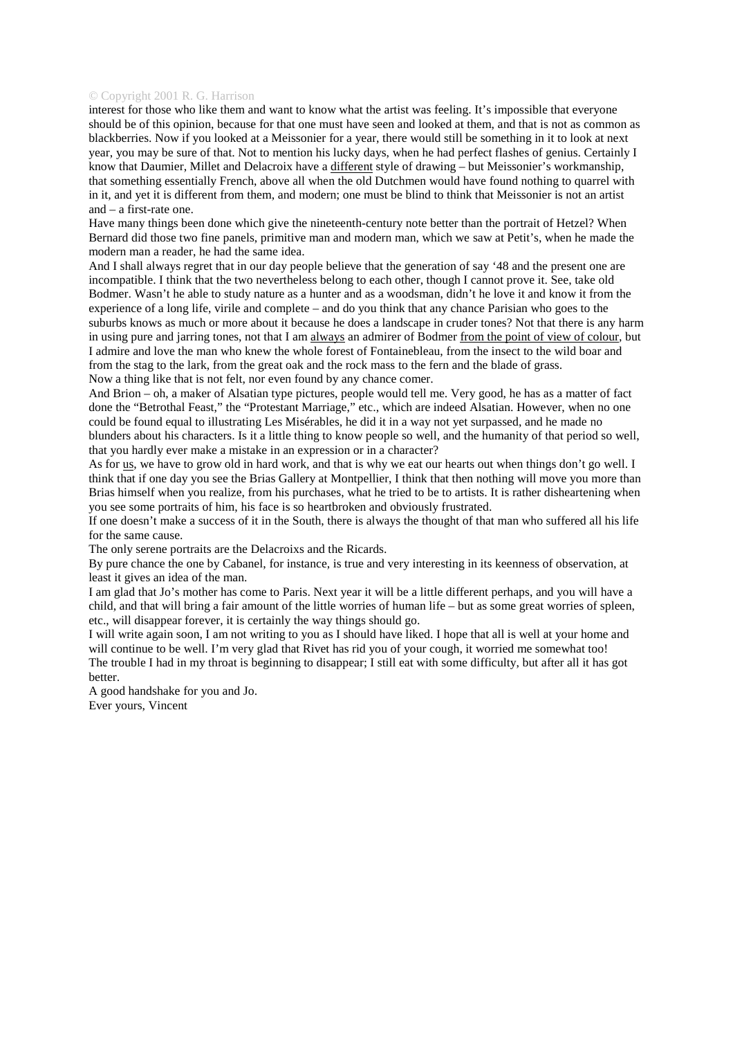interest for those who like them and want to know what the artist was feeling. It's impossible that everyone should be of this opinion, because for that one must have seen and looked at them, and that is not as common as blackberries. Now if you looked at a Meissonier for a year, there would still be something in it to look at next year, you may be sure of that. Not to mention his lucky days, when he had perfect flashes of genius. Certainly I know that Daumier, Millet and Delacroix have a <u>different</u> style of drawing – but Meissonier's workmanship, that something essentially French, above all when the old Dutchmen would have found nothing to quarrel with in it, and yet it is different from them, and modern; one must be blind to think that Meissonier is not an artist and – a first-rate one.

Have many things been done which give the nineteenth-century note better than the portrait of Hetzel? When Bernard did those two fine panels, primitive man and modern man, which we saw at Petit's, when he made the modern man a reader, he had the same idea.

And I shall always regret that in our day people believe that the generation of say '48 and the present one are incompatible. I think that the two nevertheless belong to each other, though I cannot prove it. See, take old Bodmer. Wasn't he able to study nature as a hunter and as a woodsman, didn't he love it and know it from the experience of a long life, virile and complete – and do you think that any chance Parisian who goes to the suburbs knows as much or more about it because he does a landscape in cruder tones? Not that there is any harm in using pure and jarring tones, not that I am <u>always</u> an admirer of Bodmer <u>from the point of view of colour</u>, but I admire and love the man who knew the whole forest of Fontainebleau, from the insect to the wild boar and from the stag to the lark, from the great oak and the rock mass to the fern and the blade of grass.

Now a thing like that is not felt, nor even found by any chance comer.

And Brion – oh, a maker of Alsatian type pictures, people would tell me. Very good, he has as a matter of fact done the "Betrothal Feast," the "Protestant Marriage," etc., which are indeed Alsatian. However, when no one could be found equal to illustrating Les Misérables, he did it in a way not yet surpassed, and he made no blunders about his characters. Is it a little thing to know people so well, and the humanity of that period so well, that you hardly ever make a mistake in an expression or in a character?

As for <u>us</u>, we have to grow old in hard work, and that is why we eat our hearts out when things don't go well. I think that if one day you see the Brias Gallery at Montpellier, I think that then nothing will move you more than Brias himself when you realize, from his purchases, what he tried to be to artists. It is rather disheartening when you see some portraits of him, his face is so heartbroken and obviously frustrated.

If one doesn't make a success of it in the South, there is always the thought of that man who suffered all his life for the same cause.

The only serene portraits are the Delacroixs and the Ricards.

By pure chance the one by Cabanel, for instance, is true and very interesting in its keenness of observation, at least it gives an idea of the man.

I am glad that Jo's mother has come to Paris. Next year it will be a little different perhaps, and you will have a child, and that will bring a fair amount of the little worries of human life – but as some great worries of spleen, etc., will disappear forever, it is certainly the way things should go.

I will write again soon, I am not writing to you as I should have liked. I hope that all is well at your home and will continue to be well. I'm very glad that Rivet has rid you of your cough, it worried me somewhat too!

The trouble I had in my throat is beginning to disappear; I still eat with some difficulty, but after all it has got better.

A good handshake for you and Jo.

Ever yours, Vincent